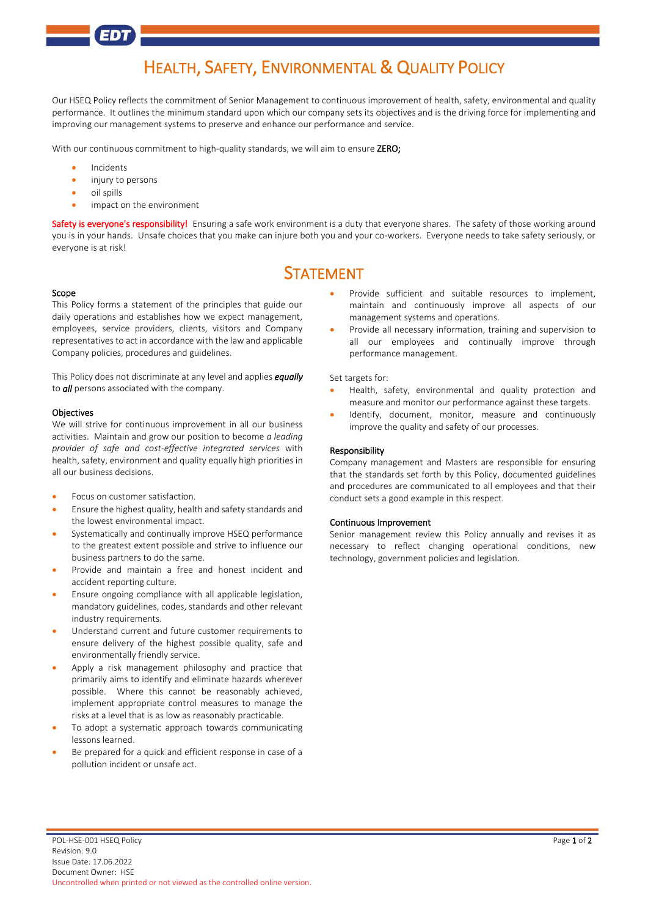# HEALTH, SAFETY, ENVIRONMENTAL & QUALITY POLICY

Our HSEQ Policy reflects the commitment of Senior Management to continuous improvement of health, safety, environmental and quality performance. It outlines the minimum standard upon which our company sets its objectives and is the driving force for implementing and improving our management systems to preserve and enhance our performance and service.

With our continuous commitment to high-quality standards, we will aim to ensure **ZERO;**

- Incidents
- injury to persons
- oil spills
- impact on the environment

Safety is everyone's responsibility! Ensuring a safe work environment is a duty that everyone shares. The safety of those working around you is in your hands. Unsafe choices that you make can injure both you and your co-workers. Everyone needs to take safety seriously, or everyone is at risk!

## STATEMENT

### Scope

This Policy forms a statement of the principles that guide our daily operations and establishes how we expect management, employees, service providers, clients, visitors and Company representatives to act in accordance with the law and applicable Company policies, procedures and guidelines.

This Policy does not discriminate at any level and applies ***equally*** to ***all*** persons associated with the company.

### Objectives

We will strive for continuous improvement in all our business activities. Maintain and grow our position to become *a leading provider of safe and cost-effective integrated services* with health, safety, environment and quality equally high priorities in all our business decisions.

- Focus on customer satisfaction.
- Ensure the highest quality, health and safety standards and the lowest environmental impact.
- Systematically and continually improve HSEQ performance to the greatest extent possible and strive to influence our business partners to do the same.
- Provide and maintain a free and honest incident and accident reporting culture.
- Ensure ongoing compliance with all applicable legislation, mandatory guidelines, codes, standards and other relevant industry requirements.
- Understand current and future customer requirements to ensure delivery of the highest possible quality, safe and environmentally friendly service.
- Apply a risk management philosophy and practice that primarily aims to identify and eliminate hazards wherever possible. Where this cannot be reasonably achieved, implement appropriate control measures to manage the risks at a level that is as low as reasonably practicable.
- To adopt a systematic approach towards communicating lessons learned.
- Be prepared for a quick and efficient response in case of a pollution incident or unsafe act.
- Provide sufficient and suitable resources to implement, maintain and continuously improve all aspects of our management systems and operations.
- Provide all necessary information, training and supervision to all our employees and continually improve through performance management.

Set targets for:

- Health, safety, environmental and quality protection and measure and monitor our performance against these targets.
- Identify, document, monitor, measure and continuously improve the quality and safety of our processes.

### Responsibility

Company management and Masters are responsible for ensuring that the standards set forth by this Policy, documented guidelines and procedures are communicated to all employees and that their conduct sets a good example in this respect.

### Continuous Improvement

Senior management review this Policy annually and revises it as necessary to reflect changing operational conditions, new technology, government policies and legislation.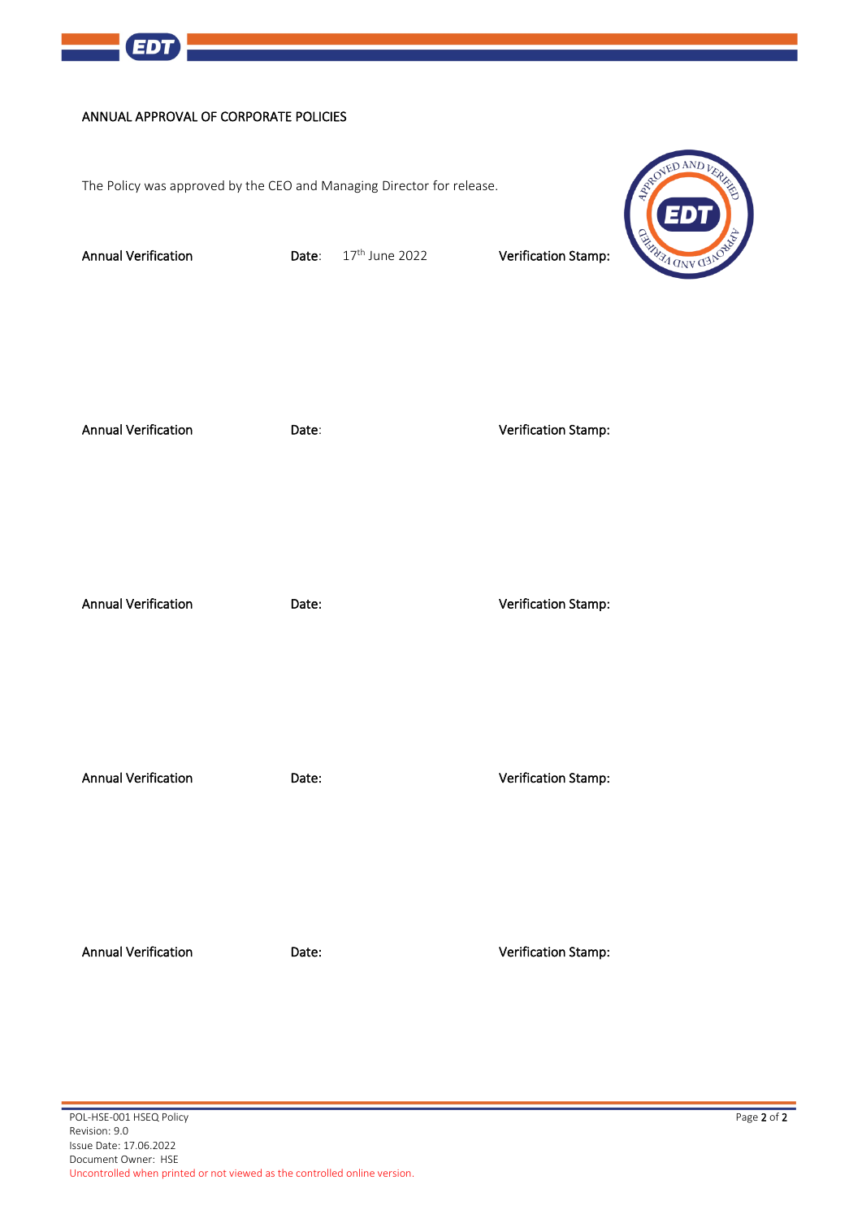ANNUAL APPROVAL OF CORPORATE POLICIES

The Policy was approved by the CEO and Managing Director for release.

**Annual Verification** **Date**: 17th June 2022 **Verification Stamp:**

**Annual Verification** **Date**: **Verification Stamp:**

**Annual Verification** **Date:** **Verification Stamp:**

**Annual Verification** **Date:** **Verification Stamp:**

**Annual Verification** **Date:** **Verification Stamp:**

POL-HSE-001 HSEQ Policy
Revision: 9.0
Issue Date: 17.06.2022
Document Owner: HSE
Uncontrolled when printed or not viewed as the controlled online version.